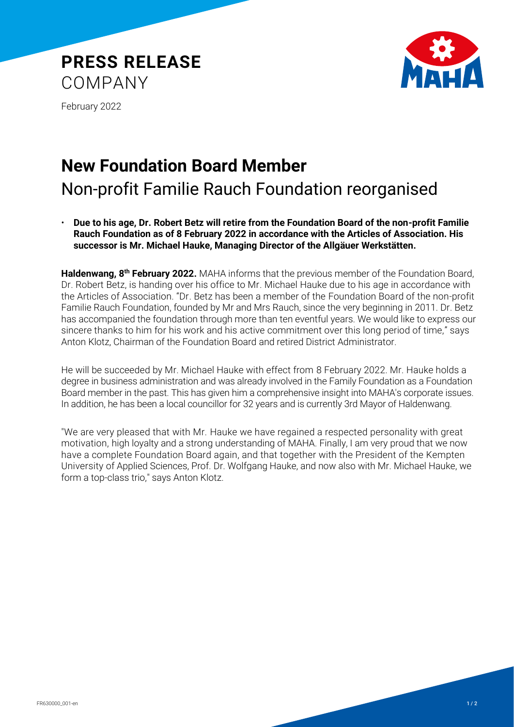# PRESS RELEASE
COMPANY

February 2022

# New Foundation Board Member

## Non-profit Familie Rauch Foundation reorganised

- **Due to his age, Dr. Robert Betz will retire from the Foundation Board of the non-profit Familie Rauch Foundation as of 8 February 2022 in accordance with the Articles of Association. His successor is Mr. Michael Hauke, Managing Director of the Allgäuer Werkstätten.**

**Haldenwang, 8th February 2022.** MAHA informs that the previous member of the Foundation Board, Dr. Robert Betz, is handing over his office to Mr. Michael Hauke due to his age in accordance with the Articles of Association. "Dr. Betz has been a member of the Foundation Board of the non-profit Familie Rauch Foundation, founded by Mr and Mrs Rauch, since the very beginning in 2011. Dr. Betz has accompanied the foundation through more than ten eventful years. We would like to express our sincere thanks to him for his work and his active commitment over this long period of time," says Anton Klotz, Chairman of the Foundation Board and retired District Administrator.

He will be succeeded by Mr. Michael Hauke with effect from 8 February 2022. Mr. Hauke holds a degree in business administration and was already involved in the Family Foundation as a Foundation Board member in the past. This has given him a comprehensive insight into MAHA's corporate issues. In addition, he has been a local councillor for 32 years and is currently 3rd Mayor of Haldenwang.

"We are very pleased that with Mr. Hauke we have regained a respected personality with great motivation, high loyalty and a strong understanding of MAHA. Finally, I am very proud that we now have a complete Foundation Board again, and that together with the President of the Kempten University of Applied Sciences, Prof. Dr. Wolfgang Hauke, and now also with Mr. Michael Hauke, we form a top-class trio," says Anton Klotz.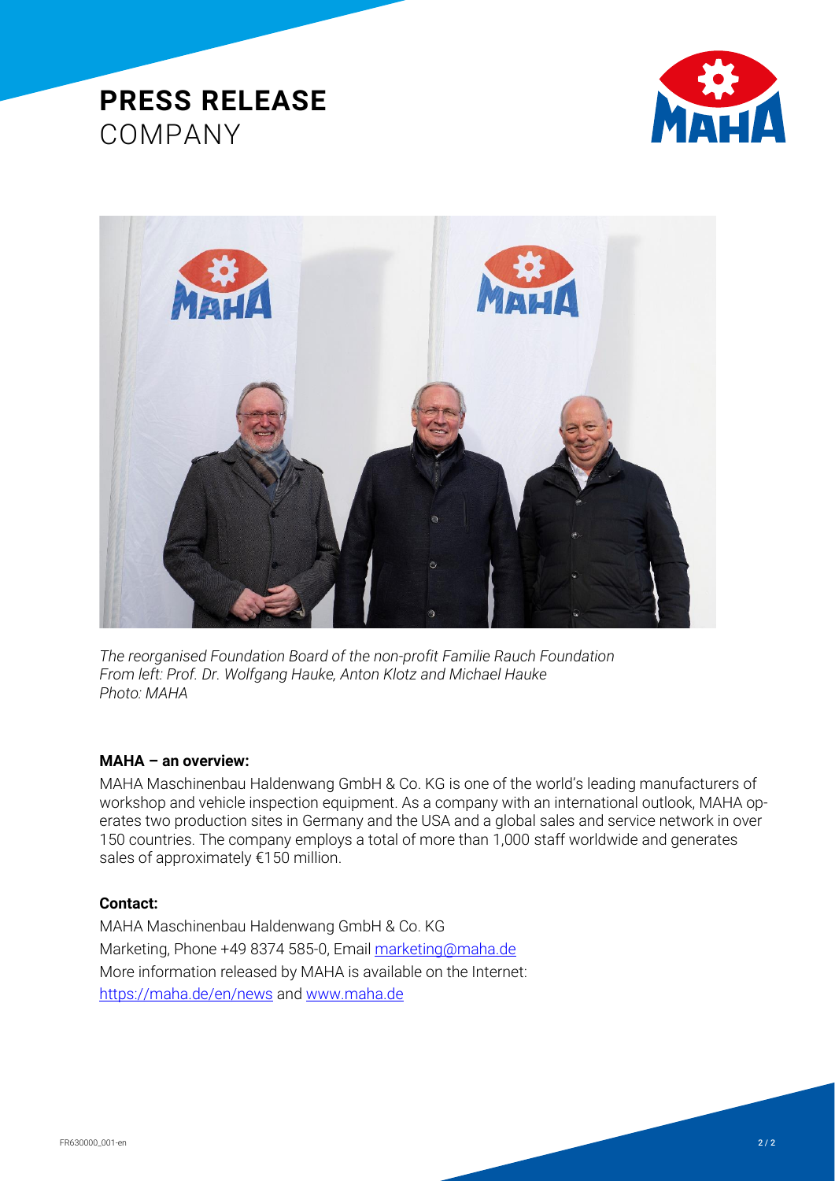# PRESS RELEASE
COMPANY

*The reorganised Foundation Board of the non-profit Familie Rauch Foundation*
*From left: Prof. Dr. Wolfgang Hauke, Anton Klotz and Michael Hauke*
*Photo: MAHA*

**MAHA – an overview:**

MAHA Maschinenbau Haldenwang GmbH & Co. KG is one of the world's leading manufacturers of workshop and vehicle inspection equipment. As a company with an international outlook, MAHA operates two production sites in Germany and the USA and a global sales and service network in over 150 countries. The company employs a total of more than 1,000 staff worldwide and generates sales of approximately €150 million.

**Contact:**

MAHA Maschinenbau Haldenwang GmbH & Co. KG
Marketing, Phone +49 8374 585-0, Email marketing@maha.de
More information released by MAHA is available on the Internet:
https://maha.de/en/news and www.maha.de

FR630000_001-en